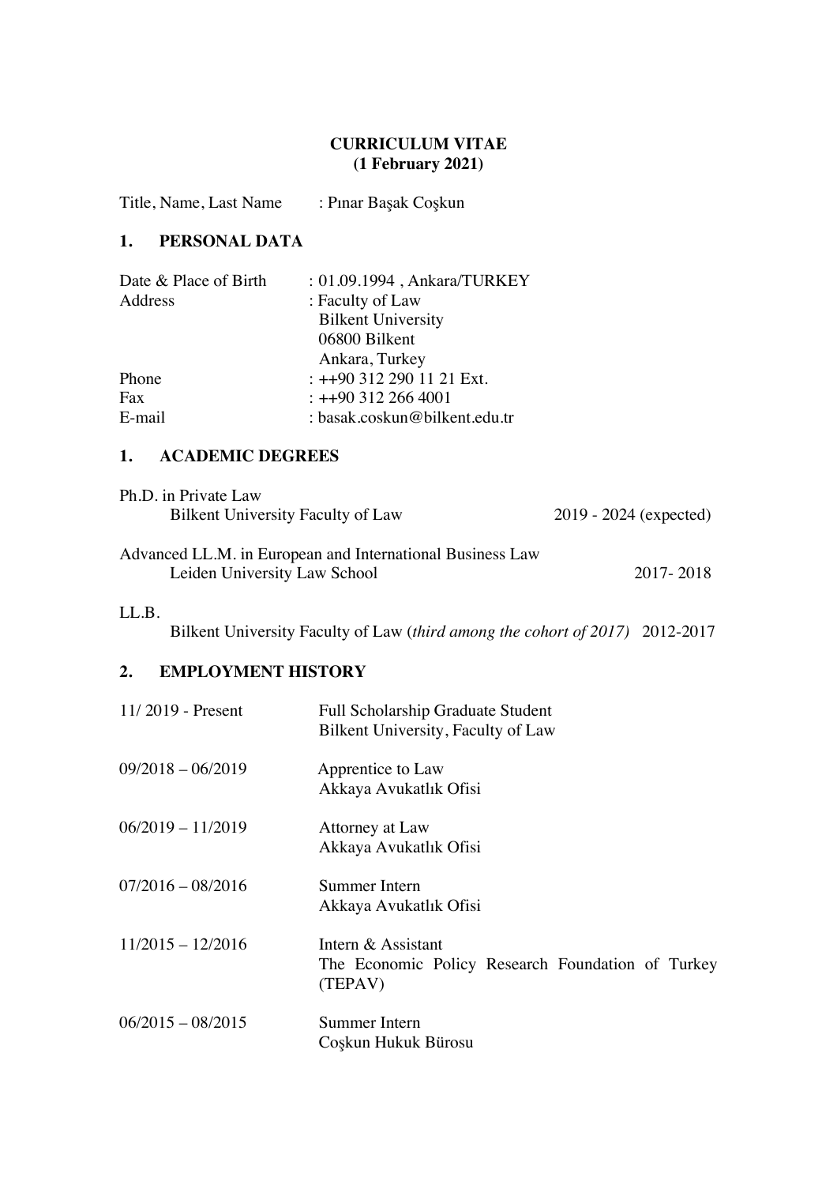**CURRICULUM VITAE**
**(1 February 2021)**

Title, Name, Last Name : Pınar Başak Coşkun

## 1. PERSONAL DATA

| | |
|---|---|
| Date & Place of Birth | : 01.09.1994 , Ankara/TURKEY |
| Address | : Faculty of Law<br>Bilkent University<br>06800 Bilkent<br>Ankara, Turkey |
| Phone | : ++90 312 290 11 21 Ext. |
| Fax | : ++90 312 266 4001 |
| E-mail | : basak.coskun@bilkent.edu.tr |

## 1. ACADEMIC DEGREES

Ph.D. in Private Law
Bilkent University Faculty of Law — 2019 - 2024 (expected)

Advanced LL.M. in European and International Business Law
Leiden University Law School — 2017- 2018

LL.B.
Bilkent University Faculty of Law (*third among the cohort of 2017*) 2012-2017

## 2. EMPLOYMENT HISTORY

| | |
|---|---|
| 11/ 2019 - Present | Full Scholarship Graduate Student<br>Bilkent University, Faculty of Law |
| 09/2018 – 06/2019 | Apprentice to Law<br>Akkaya Avukatlık Ofisi |
| 06/2019 – 11/2019 | Attorney at Law<br>Akkaya Avukatlık Ofisi |
| 07/2016 – 08/2016 | Summer Intern<br>Akkaya Avukatlık Ofisi |
| 11/2015 – 12/2016 | Intern & Assistant<br>The Economic Policy Research Foundation of Turkey (TEPAV) |
| 06/2015 – 08/2015 | Summer Intern<br>Coşkun Hukuk Bürosu |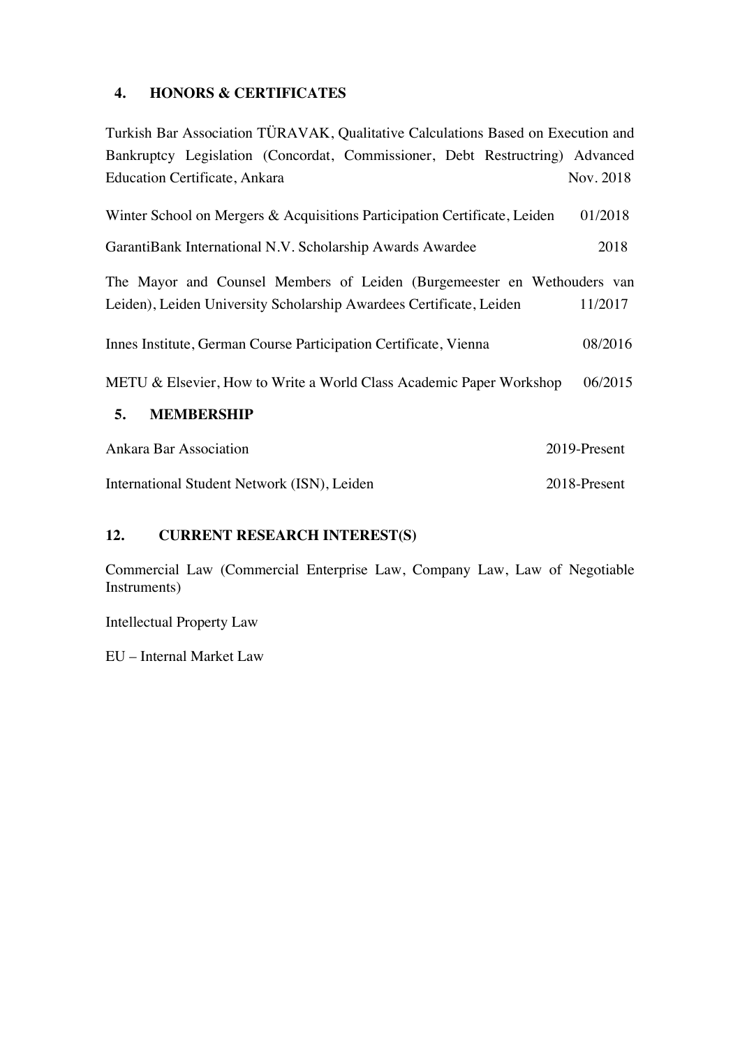## 4. HONORS & CERTIFICATES

Turkish Bar Association TÜRAVAK, Qualitative Calculations Based on Execution and Bankruptcy Legislation (Concordat, Commissioner, Debt Restructring) Advanced Education Certificate, Ankara Nov. 2018

Winter School on Mergers & Acquisitions Participation Certificate, Leiden 01/2018

GarantiBank International N.V. Scholarship Awards Awardee 2018

The Mayor and Counsel Members of Leiden (Burgemeester en Wethouders van Leiden), Leiden University Scholarship Awardees Certificate, Leiden 11/2017

Innes Institute, German Course Participation Certificate, Vienna 08/2016

METU & Elsevier, How to Write a World Class Academic Paper Workshop 06/2015

## 5. MEMBERSHIP

Ankara Bar Association 2019-Present

International Student Network (ISN), Leiden 2018-Present

## 12. CURRENT RESEARCH INTEREST(S)

Commercial Law (Commercial Enterprise Law, Company Law, Law of Negotiable Instruments)

Intellectual Property Law

EU – Internal Market Law